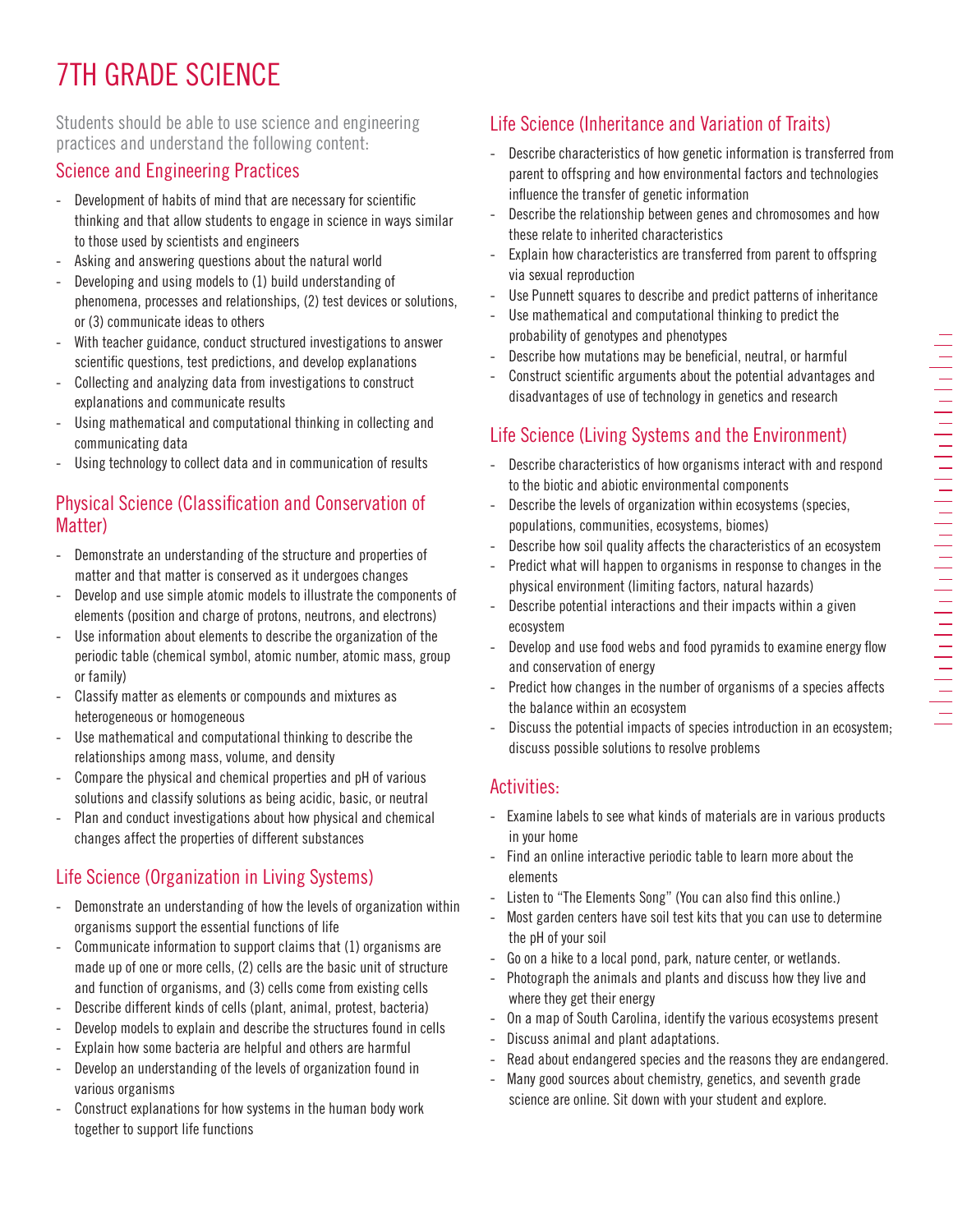# 7TH GRADE SCIENCE

Students should be able to use science and engineering practices and understand the following content:

## Science and Engineering Practices

- Development of habits of mind that are necessary for scientific thinking and that allow students to engage in science in ways similar to those used by scientists and engineers
- Asking and answering questions about the natural world
- Developing and using models to (1) build understanding of phenomena, processes and relationships, (2) test devices or solutions, or (3) communicate ideas to others
- With teacher guidance, conduct structured investigations to answer scientific questions, test predictions, and develop explanations
- Collecting and analyzing data from investigations to construct explanations and communicate results
- Using mathematical and computational thinking in collecting and communicating data
- Using technology to collect data and in communication of results

## Physical Science (Classification and Conservation of Matter)

- Demonstrate an understanding of the structure and properties of matter and that matter is conserved as it undergoes changes
- Develop and use simple atomic models to illustrate the components of elements (position and charge of protons, neutrons, and electrons)
- Use information about elements to describe the organization of the periodic table (chemical symbol, atomic number, atomic mass, group or family)
- Classify matter as elements or compounds and mixtures as heterogeneous or homogeneous
- Use mathematical and computational thinking to describe the relationships among mass, volume, and density
- Compare the physical and chemical properties and pH of various solutions and classify solutions as being acidic, basic, or neutral
- Plan and conduct investigations about how physical and chemical changes affect the properties of different substances

## Life Science (Organization in Living Systems)

- Demonstrate an understanding of how the levels of organization within organisms support the essential functions of life
- Communicate information to support claims that (1) organisms are made up of one or more cells, (2) cells are the basic unit of structure and function of organisms, and (3) cells come from existing cells
- Describe different kinds of cells (plant, animal, protest, bacteria)
- Develop models to explain and describe the structures found in cells
- Explain how some bacteria are helpful and others are harmful
- Develop an understanding of the levels of organization found in various organisms
- Construct explanations for how systems in the human body work together to support life functions

## Life Science (Inheritance and Variation of Traits)

- Describe characteristics of how genetic information is transferred from parent to offspring and how environmental factors and technologies influence the transfer of genetic information
- Describe the relationship between genes and chromosomes and how these relate to inherited characteristics
- Explain how characteristics are transferred from parent to offspring via sexual reproduction
- Use Punnett squares to describe and predict patterns of inheritance
- Use mathematical and computational thinking to predict the probability of genotypes and phenotypes
- Describe how mutations may be beneficial, neutral, or harmful
- Construct scientific arguments about the potential advantages and disadvantages of use of technology in genetics and research

## Life Science (Living Systems and the Environment)

- Describe characteristics of how organisms interact with and respond to the biotic and abiotic environmental components
- Describe the levels of organization within ecosystems (species, populations, communities, ecosystems, biomes)
- Describe how soil quality affects the characteristics of an ecosystem
- Predict what will happen to organisms in response to changes in the physical environment (limiting factors, natural hazards)
- Describe potential interactions and their impacts within a given ecosystem
- Develop and use food webs and food pyramids to examine energy flow and conservation of energy
- Predict how changes in the number of organisms of a species affects the balance within an ecosystem
- Discuss the potential impacts of species introduction in an ecosystem; discuss possible solutions to resolve problems

## Activities:

- Examine labels to see what kinds of materials are in various products in your home
- Find an online interactive periodic table to learn more about the elements
- Listen to "The Elements Song" (You can also find this online.)
- Most garden centers have soil test kits that you can use to determine the pH of your soil
- Go on a hike to a local pond, park, nature center, or wetlands.
- Photograph the animals and plants and discuss how they live and where they get their energy
- On a map of South Carolina, identify the various ecosystems present
- Discuss animal and plant adaptations.
- Read about endangered species and the reasons they are endangered.
- Many good sources about chemistry, genetics, and seventh grade science are online. Sit down with your student and explore.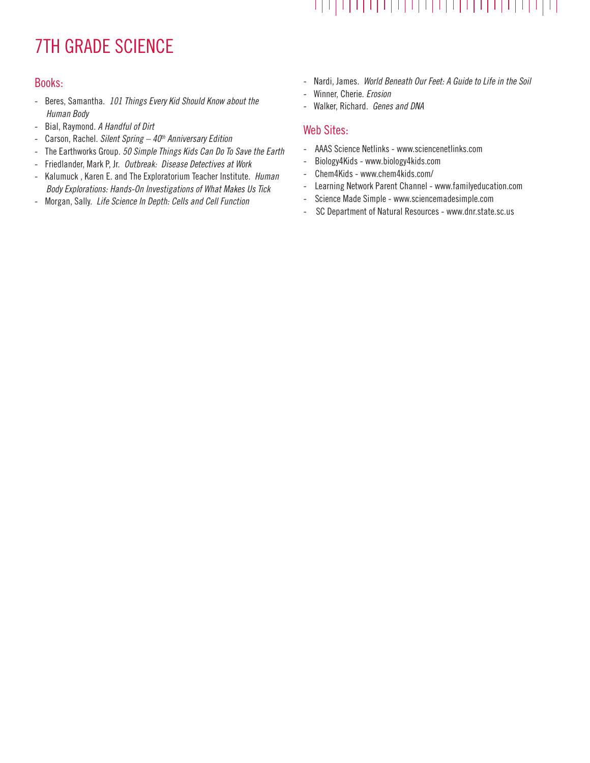# 7TH GRADE SCIENCE

## Books:

- Beres, Samantha. *101 Things Every Kid Should Know about the Human Body*
- Bial, Raymond. *A Handful of Dirt*
- Carson, Rachel. *Silent Spring – 40th Anniversary Edition*
- The Earthworks Group. *50 Simple Things Kids Can Do To Save the Earth*
- Friedlander, Mark P, Jr. *Outbreak: Disease Detectives at Work*
- Kalumuck , Karen E. and The Exploratorium Teacher Institute. *Human Body Explorations: Hands-On Investigations of What Makes Us Tick*
- Morgan, Sally. *Life Science In Depth: Cells and Cell Function*
- Nardi, James. *World Beneath Our Feet: A Guide to Life in the Soil*
- Winner, Cherie. *Erosion*
- Walker, Richard. *Genes and DNA*

## Web Sites:

- AAAS Science Netlinks - www.sciencenetlinks.com
- Biology4Kids - www.biology4kids.com
- Chem4Kids - www.chem4kids.com/
- Learning Network Parent Channel - www.familyeducation.com
- Science Made Simple - www.sciencemadesimple.com
- SC Department of Natural Resources - www.dnr.state.sc.us